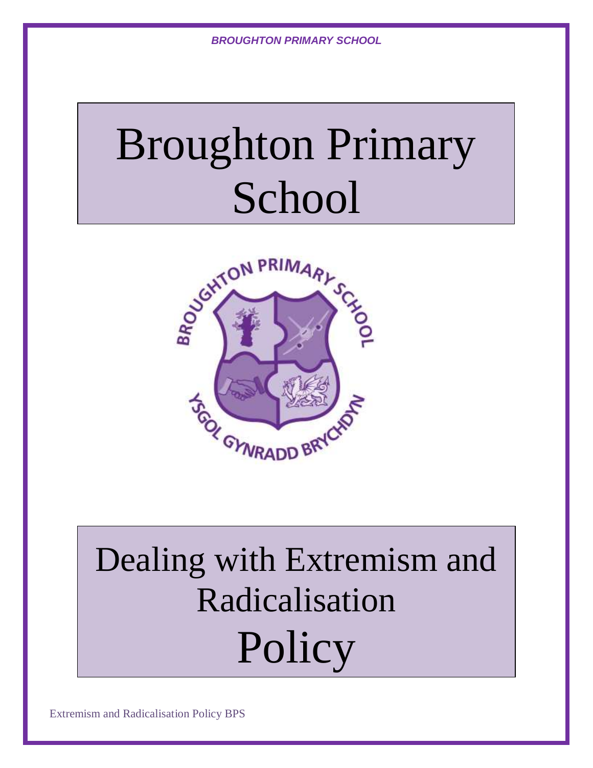# Broughton Primary School

# Dealing with Extremism and Radicalisation Policy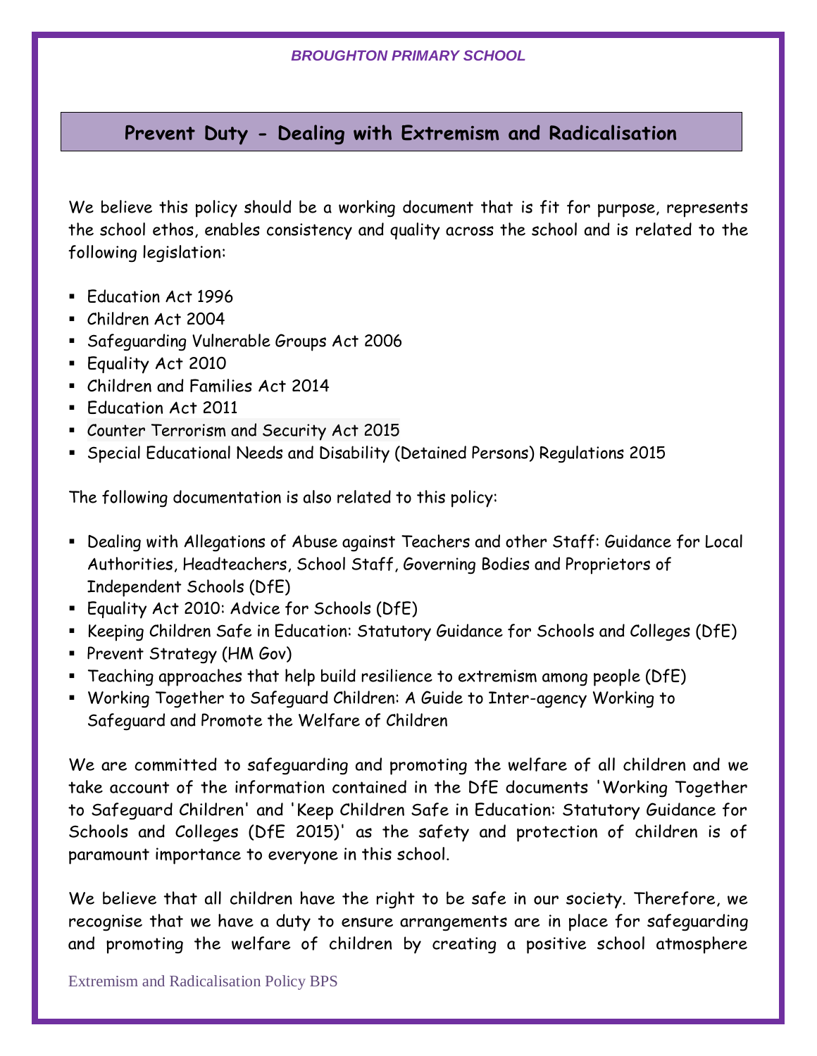# Prevent Duty - Dealing with Extremism and Radicalisation

We believe this policy should be a working document that is fit for purpose, represents the school ethos, enables consistency and quality across the school and is related to the following legislation:

- Education Act 1996
- Children Act 2004
- Safeguarding Vulnerable Groups Act 2006
- Equality Act 2010
- Children and Families Act 2014
- Education Act 2011
- Counter Terrorism and Security Act 2015
- Special Educational Needs and Disability (Detained Persons) Regulations 2015

The following documentation is also related to this policy:

- Dealing with Allegations of Abuse against Teachers and other Staff: Guidance for Local Authorities, Headteachers, School Staff, Governing Bodies and Proprietors of Independent Schools (DfE)
- Equality Act 2010: Advice for Schools (DfE)
- Keeping Children Safe in Education: Statutory Guidance for Schools and Colleges (DfE)
- Prevent Strategy (HM Gov)
- Teaching approaches that help build resilience to extremism among people (DfE)
- Working Together to Safeguard Children: A Guide to Inter-agency Working to Safeguard and Promote the Welfare of Children

We are committed to safeguarding and promoting the welfare of all children and we take account of the information contained in the DfE documents 'Working Together to Safeguard Children' and 'Keep Children Safe in Education: Statutory Guidance for Schools and Colleges (DfE 2015)' as the safety and protection of children is of paramount importance to everyone in this school.

We believe that all children have the right to be safe in our society. Therefore, we recognise that we have a duty to ensure arrangements are in place for safeguarding and promoting the welfare of children by creating a positive school atmosphere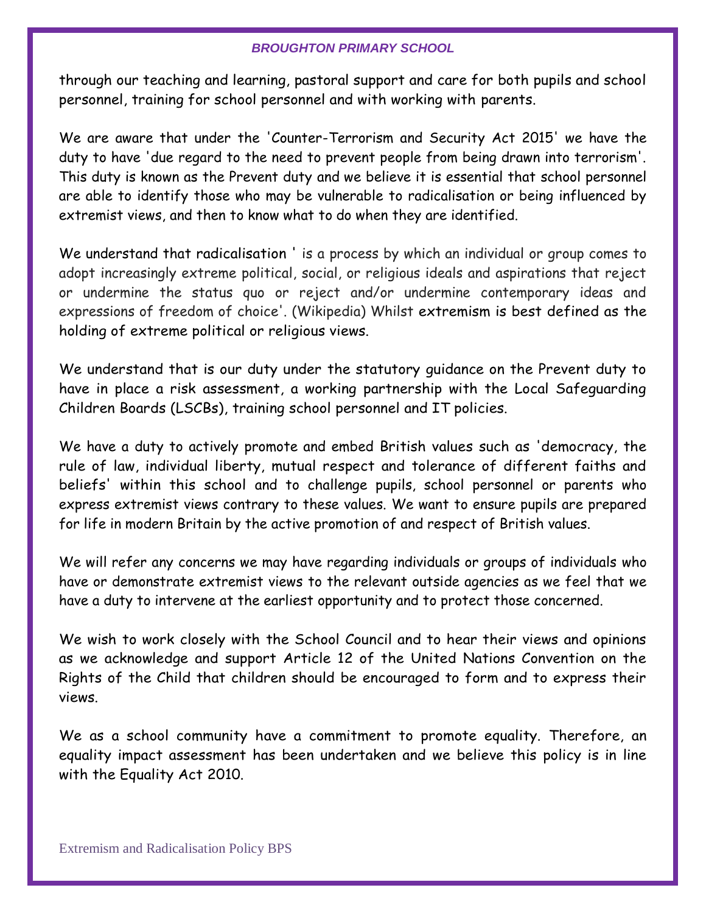through our teaching and learning, pastoral support and care for both pupils and school personnel, training for school personnel and with working with parents.

We are aware that under the 'Counter-Terrorism and Security Act 2015' we have the duty to have 'due regard to the need to prevent people from being drawn into terrorism'. This duty is known as the Prevent duty and we believe it is essential that school personnel are able to identify those who may be vulnerable to radicalisation or being influenced by extremist views, and then to know what to do when they are identified.

We understand that radicalisation ' is a process by which an individual or group comes to adopt increasingly extreme political, social, or religious ideals and aspirations that reject or undermine the status quo or reject and/or undermine contemporary ideas and expressions of freedom of choice'. (Wikipedia) Whilst extremism is best defined as the holding of extreme political or religious views.

We understand that is our duty under the statutory guidance on the Prevent duty to have in place a risk assessment, a working partnership with the Local Safeguarding Children Boards (LSCBs), training school personnel and IT policies.

We have a duty to actively promote and embed British values such as 'democracy, the rule of law, individual liberty, mutual respect and tolerance of different faiths and beliefs' within this school and to challenge pupils, school personnel or parents who express extremist views contrary to these values. We want to ensure pupils are prepared for life in modern Britain by the active promotion of and respect of British values.

We will refer any concerns we may have regarding individuals or groups of individuals who have or demonstrate extremist views to the relevant outside agencies as we feel that we have a duty to intervene at the earliest opportunity and to protect those concerned.

We wish to work closely with the School Council and to hear their views and opinions as we acknowledge and support Article 12 of the United Nations Convention on the Rights of the Child that children should be encouraged to form and to express their views.

We as a school community have a commitment to promote equality. Therefore, an equality impact assessment has been undertaken and we believe this policy is in line with the Equality Act 2010.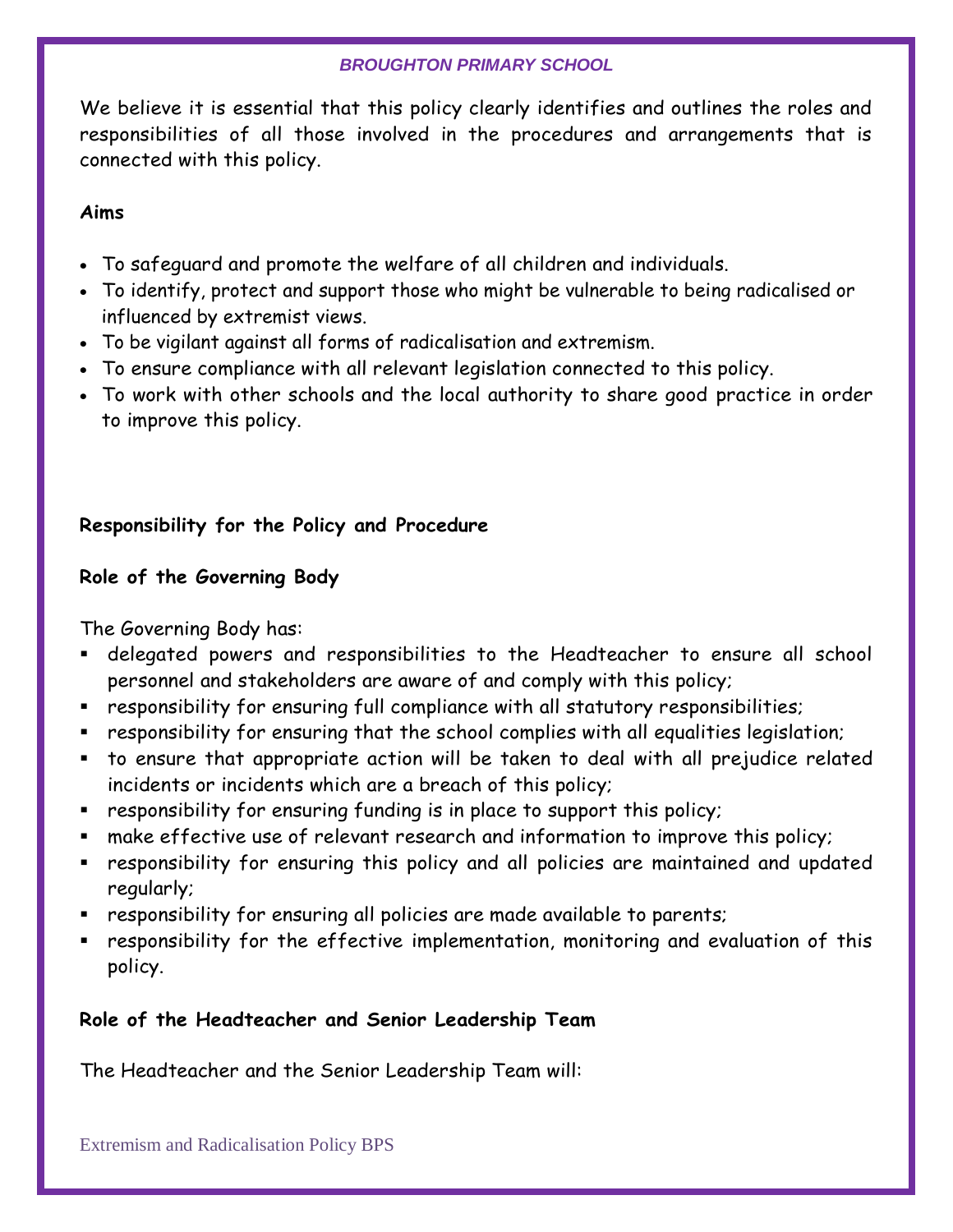We believe it is essential that this policy clearly identifies and outlines the roles and responsibilities of all those involved in the procedures and arrangements that is connected with this policy.

**Aims**

- To safeguard and promote the welfare of all children and individuals.
- To identify, protect and support those who might be vulnerable to being radicalised or influenced by extremist views.
- To be vigilant against all forms of radicalisation and extremism.
- To ensure compliance with all relevant legislation connected to this policy.
- To work with other schools and the local authority to share good practice in order to improve this policy.

**Responsibility for the Policy and Procedure**

**Role of the Governing Body**

The Governing Body has:

- delegated powers and responsibilities to the Headteacher to ensure all school personnel and stakeholders are aware of and comply with this policy;
- responsibility for ensuring full compliance with all statutory responsibilities;
- responsibility for ensuring that the school complies with all equalities legislation;
- to ensure that appropriate action will be taken to deal with all prejudice related incidents or incidents which are a breach of this policy;
- responsibility for ensuring funding is in place to support this policy;
- make effective use of relevant research and information to improve this policy;
- responsibility for ensuring this policy and all policies are maintained and updated regularly;
- responsibility for ensuring all policies are made available to parents;
- responsibility for the effective implementation, monitoring and evaluation of this policy.

**Role of the Headteacher and Senior Leadership Team**

The Headteacher and the Senior Leadership Team will: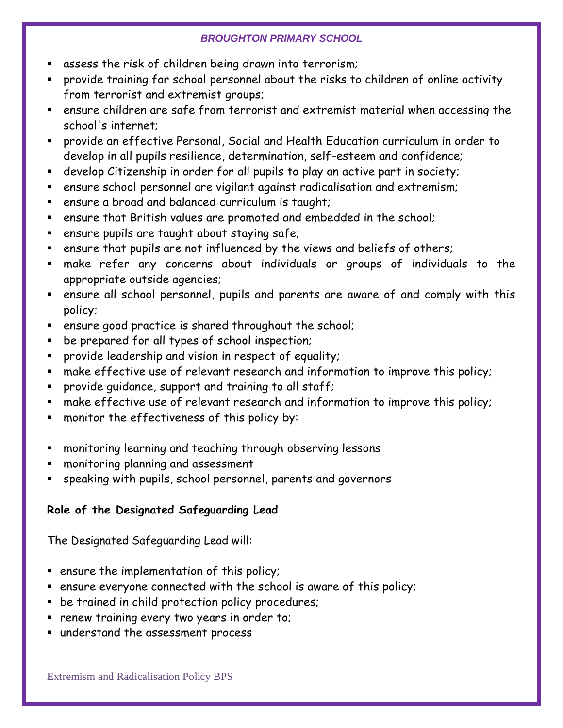- assess the risk of children being drawn into terrorism;
- provide training for school personnel about the risks to children of online activity from terrorist and extremist groups;
- ensure children are safe from terrorist and extremist material when accessing the school's internet;
- provide an effective Personal, Social and Health Education curriculum in order to develop in all pupils resilience, determination, self-esteem and confidence;
- develop Citizenship in order for all pupils to play an active part in society;
- ensure school personnel are vigilant against radicalisation and extremism;
- ensure a broad and balanced curriculum is taught;
- ensure that British values are promoted and embedded in the school;
- ensure pupils are taught about staying safe;
- ensure that pupils are not influenced by the views and beliefs of others;
- make refer any concerns about individuals or groups of individuals to the appropriate outside agencies;
- ensure all school personnel, pupils and parents are aware of and comply with this policy;
- ensure good practice is shared throughout the school;
- be prepared for all types of school inspection;
- provide leadership and vision in respect of equality;
- make effective use of relevant research and information to improve this policy;
- provide guidance, support and training to all staff;
- make effective use of relevant research and information to improve this policy;
- monitor the effectiveness of this policy by:

- monitoring learning and teaching through observing lessons
- monitoring planning and assessment
- speaking with pupils, school personnel, parents and governors

**Role of the Designated Safeguarding Lead**

The Designated Safeguarding Lead will:

- ensure the implementation of this policy;
- ensure everyone connected with the school is aware of this policy;
- be trained in child protection policy procedures;
- renew training every two years in order to;
- understand the assessment process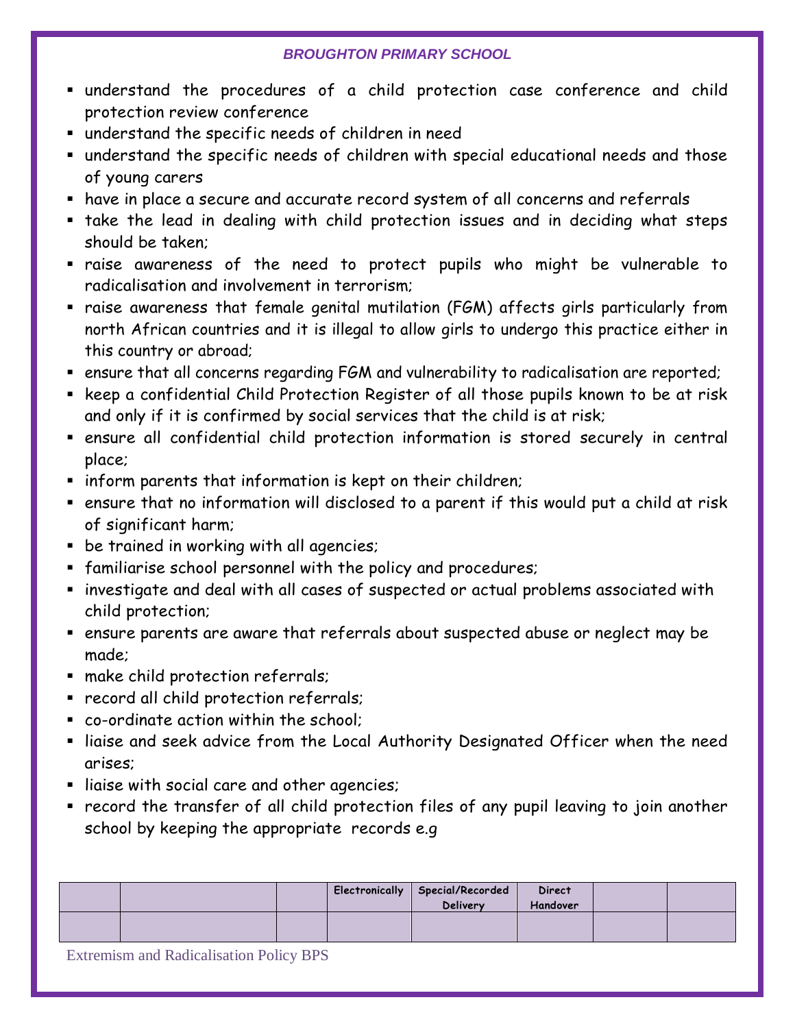- understand the procedures of a child protection case conference and child protection review conference
- understand the specific needs of children in need
- understand the specific needs of children with special educational needs and those of young carers
- have in place a secure and accurate record system of all concerns and referrals
- take the lead in dealing with child protection issues and in deciding what steps should be taken;
- raise awareness of the need to protect pupils who might be vulnerable to radicalisation and involvement in terrorism;
- raise awareness that female genital mutilation (FGM) affects girls particularly from north African countries and it is illegal to allow girls to undergo this practice either in this country or abroad;
- ensure that all concerns regarding FGM and vulnerability to radicalisation are reported;
- keep a confidential Child Protection Register of all those pupils known to be at risk and only if it is confirmed by social services that the child is at risk;
- ensure all confidential child protection information is stored securely in central place;
- inform parents that information is kept on their children;
- ensure that no information will disclosed to a parent if this would put a child at risk of significant harm;
- be trained in working with all agencies;
- familiarise school personnel with the policy and procedures;
- investigate and deal with all cases of suspected or actual problems associated with child protection;
- ensure parents are aware that referrals about suspected abuse or neglect may be made;
- make child protection referrals;
- record all child protection referrals;
- co-ordinate action within the school;
- liaise and seek advice from the Local Authority Designated Officer when the need arises;
- liaise with social care and other agencies;
- record the transfer of all child protection files of any pupil leaving to join another school by keeping the appropriate records e.g

| | | | Electronically | Special/Recorded Delivery | Direct Handover | | |
|---|---|---|---|---|---|---|---|
| | | | | | | | |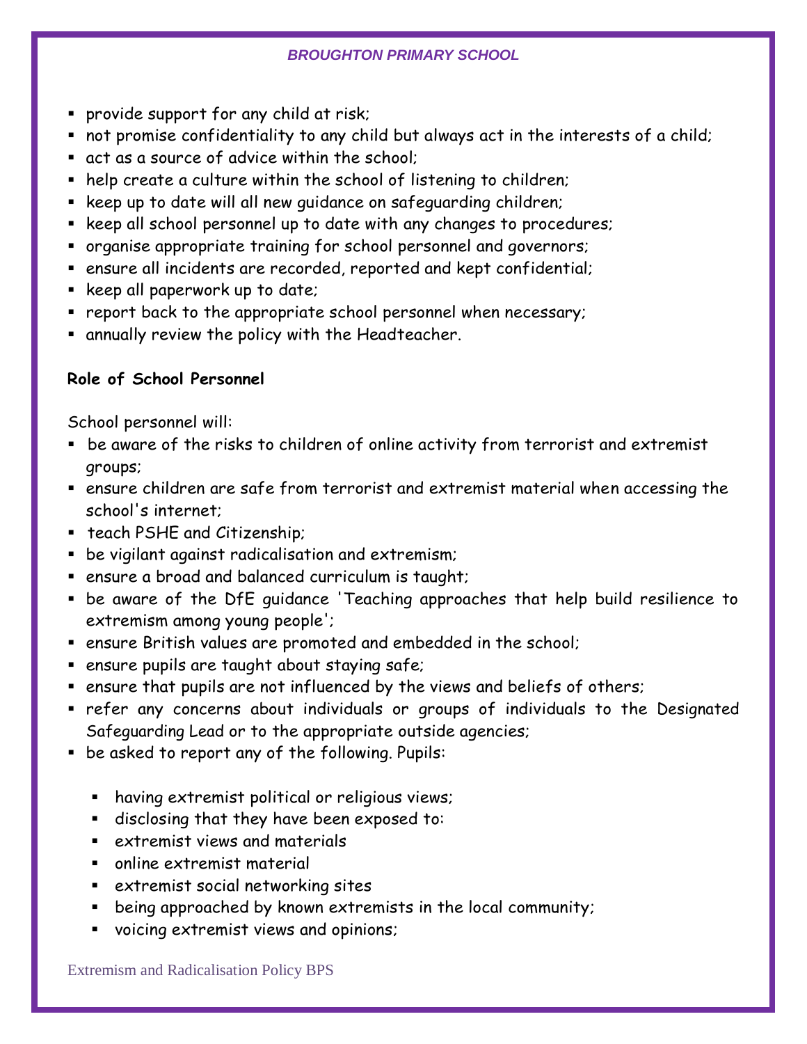- provide support for any child at risk;
- not promise confidentiality to any child but always act in the interests of a child;
- act as a source of advice within the school;
- help create a culture within the school of listening to children;
- keep up to date will all new guidance on safeguarding children;
- keep all school personnel up to date with any changes to procedures;
- organise appropriate training for school personnel and governors;
- ensure all incidents are recorded, reported and kept confidential;
- keep all paperwork up to date;
- report back to the appropriate school personnel when necessary;
- annually review the policy with the Headteacher.

**Role of School Personnel**

School personnel will:

- be aware of the risks to children of online activity from terrorist and extremist groups;
- ensure children are safe from terrorist and extremist material when accessing the school's internet;
- teach PSHE and Citizenship;
- be vigilant against radicalisation and extremism;
- ensure a broad and balanced curriculum is taught;
- be aware of the DfE guidance 'Teaching approaches that help build resilience to extremism among young people';
- ensure British values are promoted and embedded in the school;
- ensure pupils are taught about staying safe;
- ensure that pupils are not influenced by the views and beliefs of others;
- refer any concerns about individuals or groups of individuals to the Designated Safeguarding Lead or to the appropriate outside agencies;
- be asked to report any of the following. Pupils:
    - having extremist political or religious views;
    - disclosing that they have been exposed to:
    - extremist views and materials
    - online extremist material
    - extremist social networking sites
    - being approached by known extremists in the local community;
    - voicing extremist views and opinions;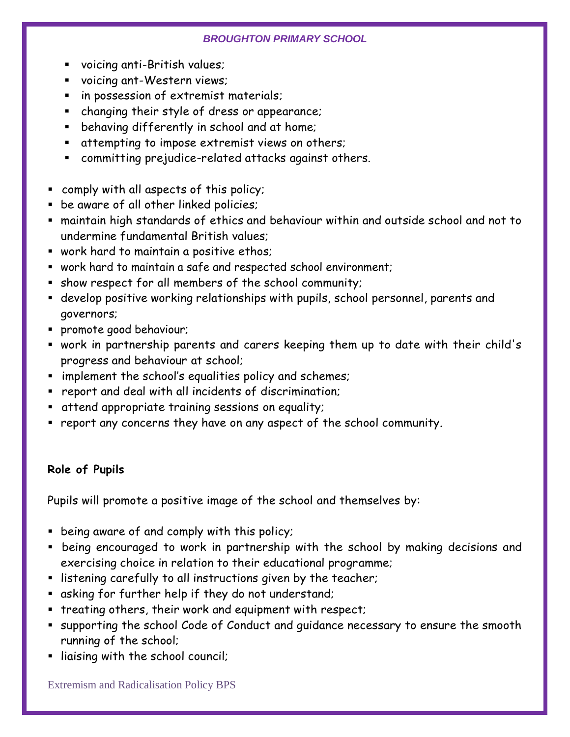- voicing anti-British values;
- voicing ant-Western views;
- in possession of extremist materials;
- changing their style of dress or appearance;
- behaving differently in school and at home;
- attempting to impose extremist views on others;
- committing prejudice-related attacks against others.

- comply with all aspects of this policy;
- be aware of all other linked policies;
- maintain high standards of ethics and behaviour within and outside school and not to undermine fundamental British values;
- work hard to maintain a positive ethos;
- work hard to maintain a safe and respected school environment;
- show respect for all members of the school community;
- develop positive working relationships with pupils, school personnel, parents and governors;
- promote good behaviour;
- work in partnership parents and carers keeping them up to date with their child's progress and behaviour at school;
- implement the school's equalities policy and schemes;
- report and deal with all incidents of discrimination;
- attend appropriate training sessions on equality;
- report any concerns they have on any aspect of the school community.

**Role of Pupils**

Pupils will promote a positive image of the school and themselves by:

- being aware of and comply with this policy;
- being encouraged to work in partnership with the school by making decisions and exercising choice in relation to their educational programme;
- listening carefully to all instructions given by the teacher;
- asking for further help if they do not understand;
- treating others, their work and equipment with respect;
- supporting the school Code of Conduct and guidance necessary to ensure the smooth running of the school;
- liaising with the school council;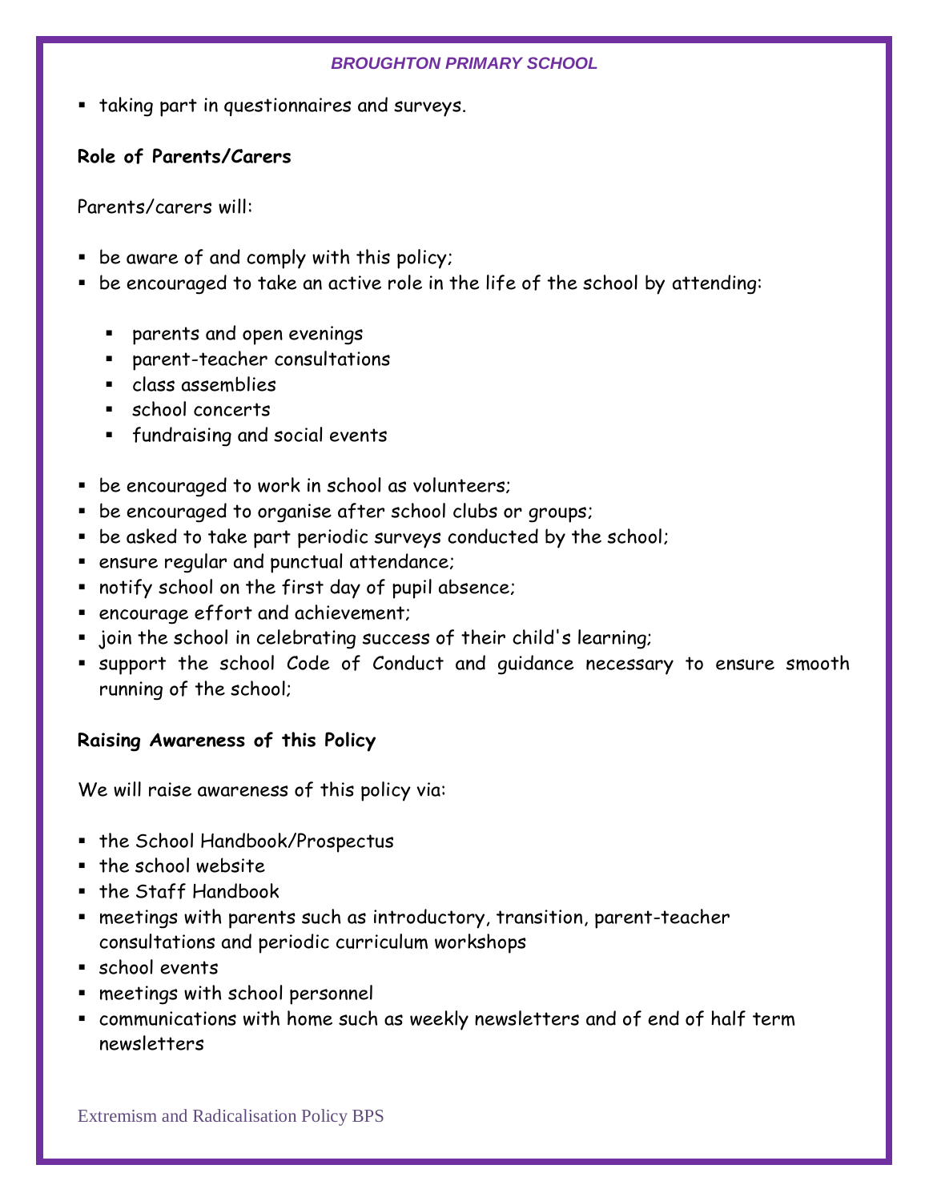- taking part in questionnaires and surveys.

**Role of Parents/Carers**

Parents/carers will:

- be aware of and comply with this policy;
- be encouraged to take an active role in the life of the school by attending:
    - parents and open evenings
    - parent-teacher consultations
    - class assemblies
    - school concerts
    - fundraising and social events
- be encouraged to work in school as volunteers;
- be encouraged to organise after school clubs or groups;
- be asked to take part periodic surveys conducted by the school;
- ensure regular and punctual attendance;
- notify school on the first day of pupil absence;
- encourage effort and achievement;
- join the school in celebrating success of their child's learning;
- support the school Code of Conduct and guidance necessary to ensure smooth running of the school;

**Raising Awareness of this Policy**

We will raise awareness of this policy via:

- the School Handbook/Prospectus
- the school website
- the Staff Handbook
- meetings with parents such as introductory, transition, parent-teacher consultations and periodic curriculum workshops
- school events
- meetings with school personnel
- communications with home such as weekly newsletters and of end of half term newsletters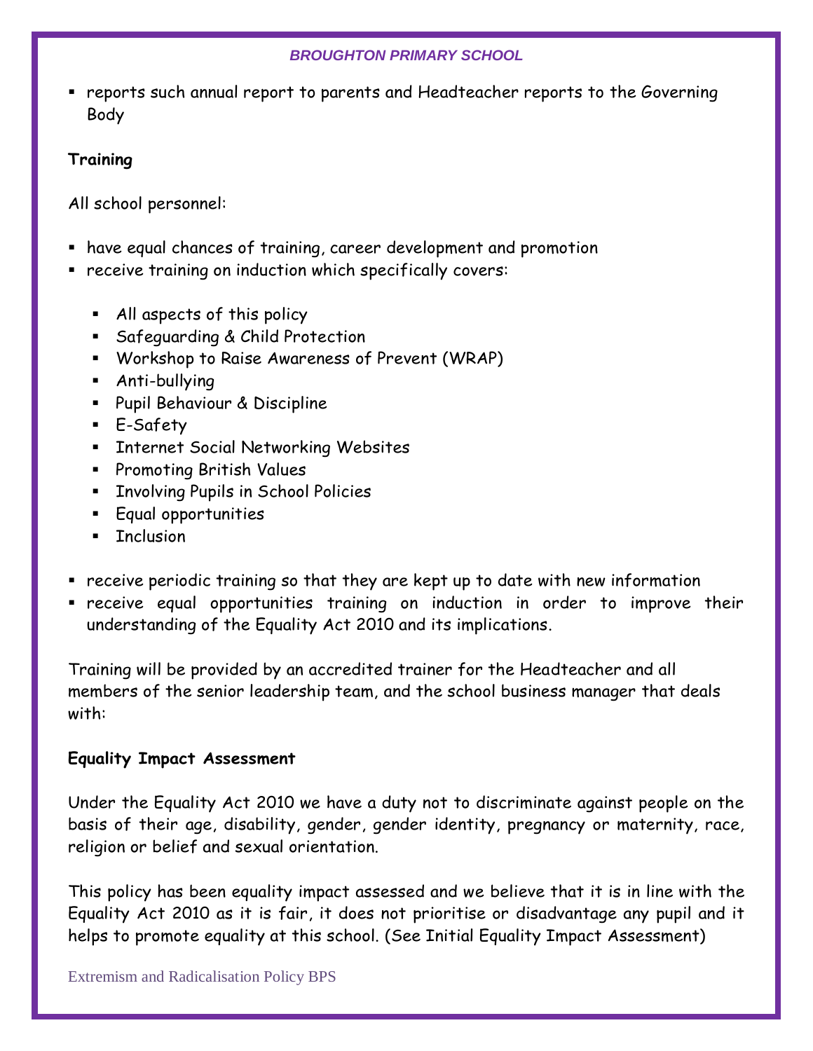- reports such annual report to parents and Headteacher reports to the Governing Body

**Training**

All school personnel:

- have equal chances of training, career development and promotion
- receive training on induction which specifically covers:
    - All aspects of this policy
    - Safeguarding & Child Protection
    - Workshop to Raise Awareness of Prevent (WRAP)
    - Anti-bullying
    - Pupil Behaviour & Discipline
    - E-Safety
    - Internet Social Networking Websites
    - Promoting British Values
    - Involving Pupils in School Policies
    - Equal opportunities
    - Inclusion
- receive periodic training so that they are kept up to date with new information
- receive equal opportunities training on induction in order to improve their understanding of the Equality Act 2010 and its implications.

Training will be provided by an accredited trainer for the Headteacher and all members of the senior leadership team, and the school business manager that deals with:

**Equality Impact Assessment**

Under the Equality Act 2010 we have a duty not to discriminate against people on the basis of their age, disability, gender, gender identity, pregnancy or maternity, race, religion or belief and sexual orientation.

This policy has been equality impact assessed and we believe that it is in line with the Equality Act 2010 as it is fair, it does not prioritise or disadvantage any pupil and it helps to promote equality at this school. (See Initial Equality Impact Assessment)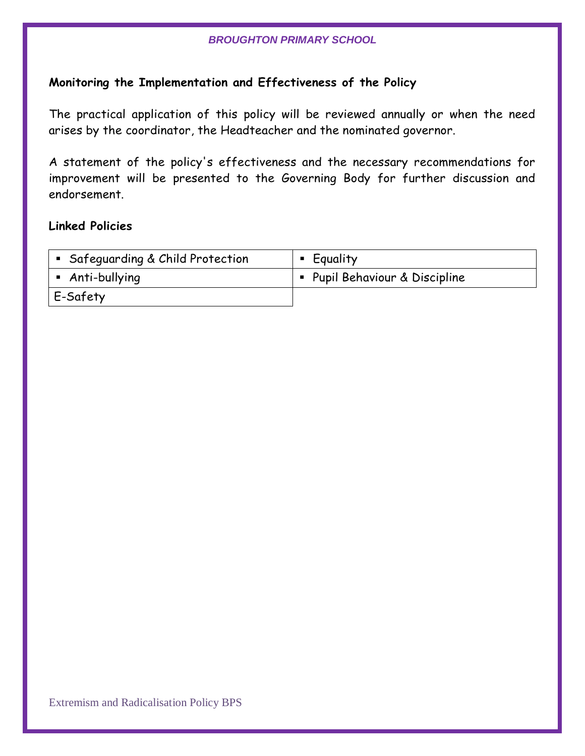**Monitoring the Implementation and Effectiveness of the Policy**

The practical application of this policy will be reviewed annually or when the need arises by the coordinator, the Headteacher and the nominated governor.

A statement of the policy's effectiveness and the necessary recommendations for improvement will be presented to the Governing Body for further discussion and endorsement.

**Linked Policies**

| | |
|---|---|
| ▪ Safeguarding & Child Protection | ▪ Equality |
| ▪ Anti-bullying | ▪ Pupil Behaviour & Discipline |
| E-Safety | |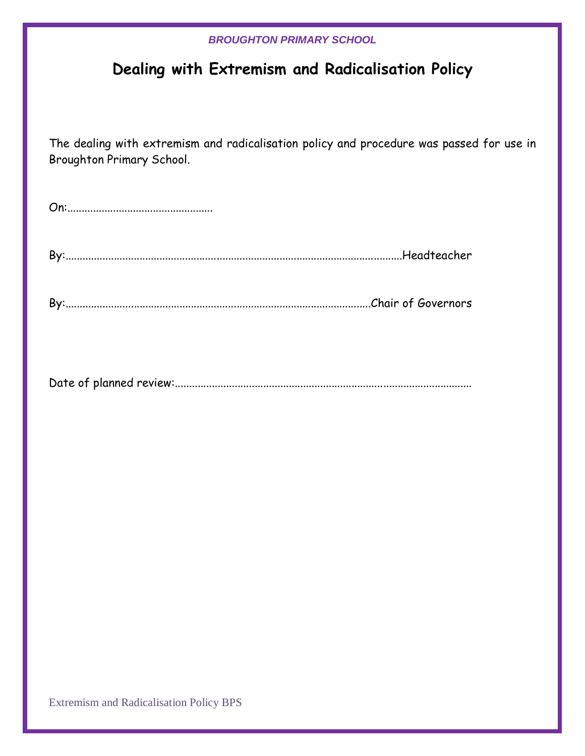# Dealing with Extremism and Radicalisation Policy

The dealing with extremism and radicalisation policy and procedure was passed for use in Broughton Primary School.

On:...................................................

By:..............................................................................................................Headteacher

By:....................................................................................................Chair of Governors

Date of planned review:.........................................................................................